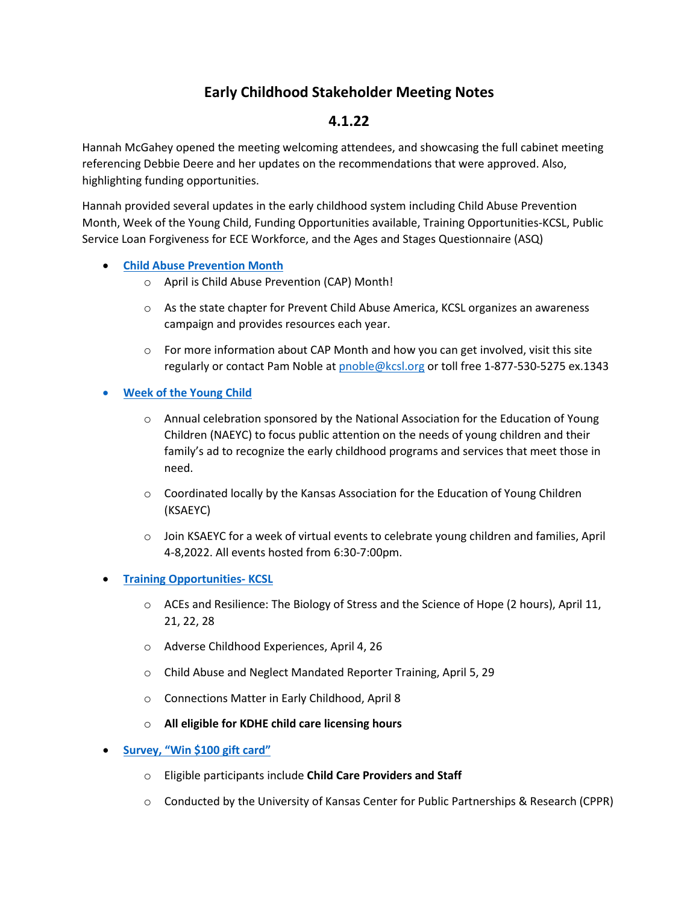# Early Childhood Stakeholder Meeting Notes

## 4.1.22

Hannah McGahey opened the meeting welcoming attendees, and showcasing the full cabinet meeting referencing Debbie Deere and her updates on the recommendations that were approved. Also, highlighting funding opportunities.

Hannah provided several updates in the early childhood system including Child Abuse Prevention Month, Week of the Young Child, Funding Opportunities available, Training Opportunities-KCSL, Public Service Loan Forgiveness for ECE Workforce, and the Ages and Stages Questionnaire (ASQ)

- **Child Abuse Prevention Month**
  - April is Child Abuse Prevention (CAP) Month!
  - As the state chapter for Prevent Child Abuse America, KCSL organizes an awareness campaign and provides resources each year.
  - For more information about CAP Month and how you can get involved, visit this site regularly or contact Pam Noble at pnoble@kcsl.org or toll free 1-877-530-5275 ex.1343
- **Week of the Young Child**
  - Annual celebration sponsored by the National Association for the Education of Young Children (NAEYC) to focus public attention on the needs of young children and their family's ad to recognize the early childhood programs and services that meet those in need.
  - Coordinated locally by the Kansas Association for the Education of Young Children (KSAEYC)
  - Join KSAEYC for a week of virtual events to celebrate young children and families, April 4-8,2022. All events hosted from 6:30-7:00pm.
- **Training Opportunities- KCSL**
  - ACEs and Resilience: The Biology of Stress and the Science of Hope (2 hours), April 11, 21, 22, 28
  - Adverse Childhood Experiences, April 4, 26
  - Child Abuse and Neglect Mandated Reporter Training, April 5, 29
  - Connections Matter in Early Childhood, April 8
  - **All eligible for KDHE child care licensing hours**
- **Survey, "Win $100 gift card"**
  - Eligible participants include **Child Care Providers and Staff**
  - Conducted by the University of Kansas Center for Public Partnerships & Research (CPPR)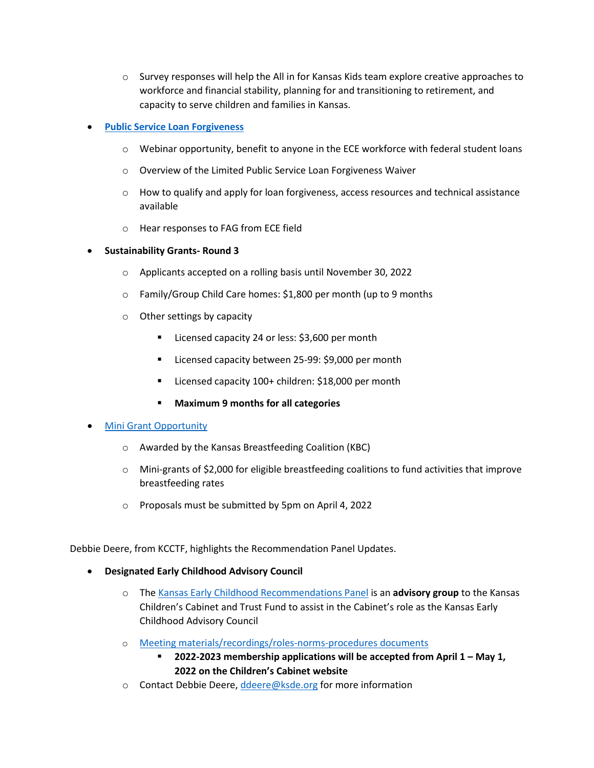- Survey responses will help the All in for Kansas Kids team explore creative approaches to workforce and financial stability, planning for and transitioning to retirement, and capacity to serve children and families in Kansas.

- **Public Service Loan Forgiveness**
  - Webinar opportunity, benefit to anyone in the ECE workforce with federal student loans
  - Overview of the Limited Public Service Loan Forgiveness Waiver
  - How to qualify and apply for loan forgiveness, access resources and technical assistance available
  - Hear responses to FAG from ECE field

- **Sustainability Grants- Round 3**
  - Applicants accepted on a rolling basis until November 30, 2022
  - Family/Group Child Care homes: $1,800 per month (up to 9 months
  - Other settings by capacity
    - Licensed capacity 24 or less: $3,600 per month
    - Licensed capacity between 25-99: $9,000 per month
    - Licensed capacity 100+ children: $18,000 per month
    - **Maximum 9 months for all categories**

- Mini Grant Opportunity
  - Awarded by the Kansas Breastfeeding Coalition (KBC)
  - Mini-grants of $2,000 for eligible breastfeeding coalitions to fund activities that improve breastfeeding rates
  - Proposals must be submitted by 5pm on April 4, 2022

Debbie Deere, from KCCTF, highlights the Recommendation Panel Updates.

- **Designated Early Childhood Advisory Council**
  - The Kansas Early Childhood Recommendations Panel is an **advisory group** to the Kansas Children's Cabinet and Trust Fund to assist in the Cabinet's role as the Kansas Early Childhood Advisory Council
  - Meeting materials/recordings/roles-norms-procedures documents
    - **2022-2023 membership applications will be accepted from April 1 – May 1, 2022 on the Children's Cabinet website**
  - Contact Debbie Deere, ddeere@ksde.org for more information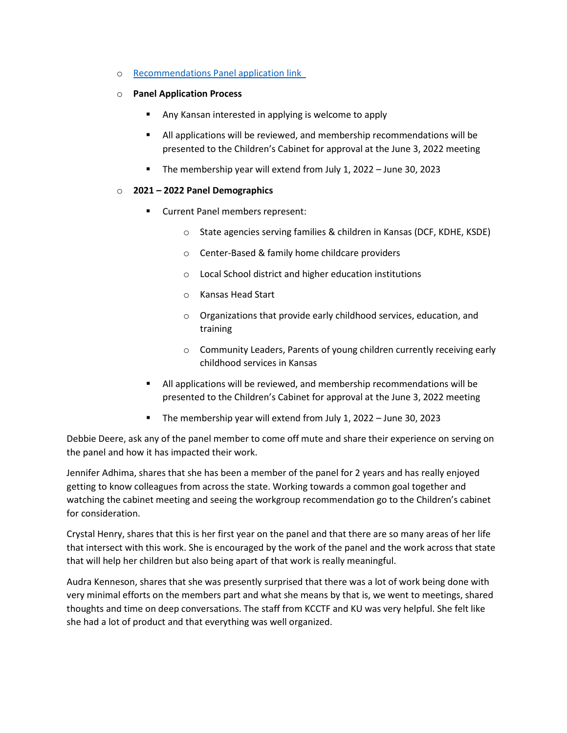- [Recommendations Panel application link](#)
- **Panel Application Process**
  - Any Kansan interested in applying is welcome to apply
  - All applications will be reviewed, and membership recommendations will be presented to the Children's Cabinet for approval at the June 3, 2022 meeting
  - The membership year will extend from July 1, 2022 – June 30, 2023
- **2021 – 2022 Panel Demographics**
  - Current Panel members represent:
    - State agencies serving families & children in Kansas (DCF, KDHE, KSDE)
    - Center-Based & family home childcare providers
    - Local School district and higher education institutions
    - Kansas Head Start
    - Organizations that provide early childhood services, education, and training
    - Community Leaders, Parents of young children currently receiving early childhood services in Kansas
  - All applications will be reviewed, and membership recommendations will be presented to the Children's Cabinet for approval at the June 3, 2022 meeting
  - The membership year will extend from July 1, 2022 – June 30, 2023

Debbie Deere, ask any of the panel member to come off mute and share their experience on serving on the panel and how it has impacted their work.

Jennifer Adhima, shares that she has been a member of the panel for 2 years and has really enjoyed getting to know colleagues from across the state. Working towards a common goal together and watching the cabinet meeting and seeing the workgroup recommendation go to the Children's cabinet for consideration.

Crystal Henry, shares that this is her first year on the panel and that there are so many areas of her life that intersect with this work. She is encouraged by the work of the panel and the work across that state that will help her children but also being apart of that work is really meaningful.

Audra Kenneson, shares that she was presently surprised that there was a lot of work being done with very minimal efforts on the members part and what she means by that is, we went to meetings, shared thoughts and time on deep conversations. The staff from KCCTF and KU was very helpful. She felt like she had a lot of product and that everything was well organized.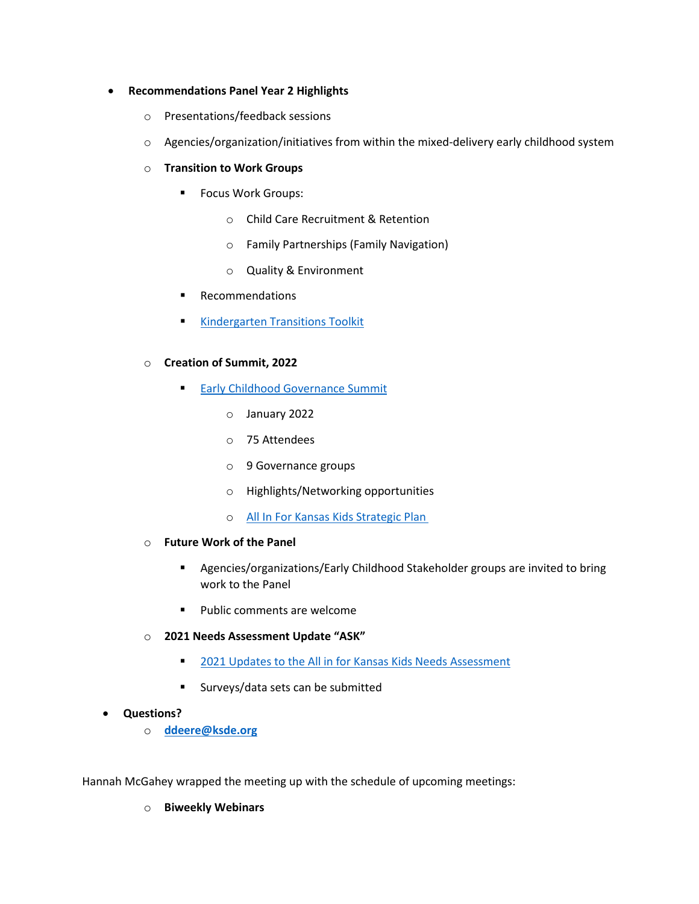- **Recommendations Panel Year 2 Highlights**
  - Presentations/feedback sessions
  - Agencies/organization/initiatives from within the mixed-delivery early childhood system
  - **Transition to Work Groups**
    - Focus Work Groups:
      - Child Care Recruitment & Retention
      - Family Partnerships (Family Navigation)
      - Quality & Environment
    - Recommendations
    - Kindergarten Transitions Toolkit
  - **Creation of Summit, 2022**
    - Early Childhood Governance Summit
      - January 2022
      - 75 Attendees
      - 9 Governance groups
      - Highlights/Networking opportunities
      - All In For Kansas Kids Strategic Plan
  - **Future Work of the Panel**
    - Agencies/organizations/Early Childhood Stakeholder groups are invited to bring work to the Panel
    - Public comments are welcome
  - **2021 Needs Assessment Update "ASK"**
    - 2021 Updates to the All in for Kansas Kids Needs Assessment
    - Surveys/data sets can be submitted
- **Questions?**
  - **ddeere@ksde.org**

Hannah McGahey wrapped the meeting up with the schedule of upcoming meetings:

- **Biweekly Webinars**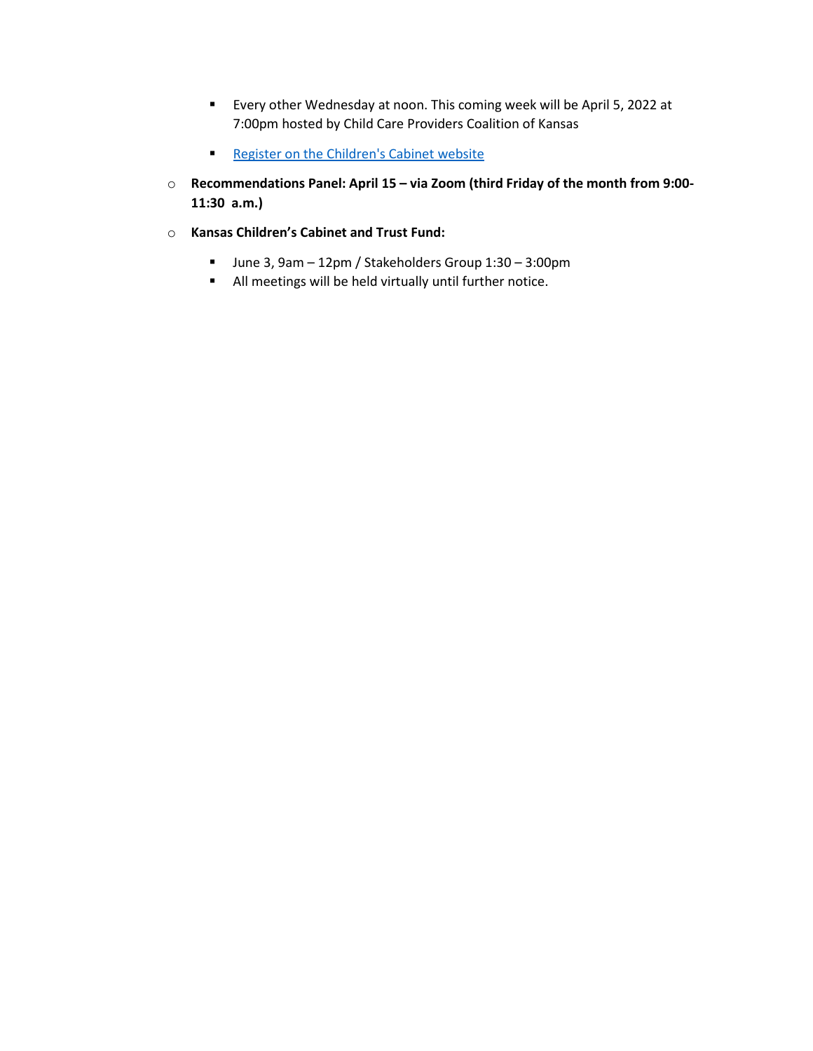- Every other Wednesday at noon. This coming week will be April 5, 2022 at 7:00pm hosted by Child Care Providers Coalition of Kansas
    - [Register on the Children's Cabinet website]()
- **Recommendations Panel: April 15 – via Zoom (third Friday of the month from 9:00-11:30 a.m.)**
- **Kansas Children's Cabinet and Trust Fund:**
    - June 3, 9am – 12pm / Stakeholders Group 1:30 – 3:00pm
    - All meetings will be held virtually until further notice.